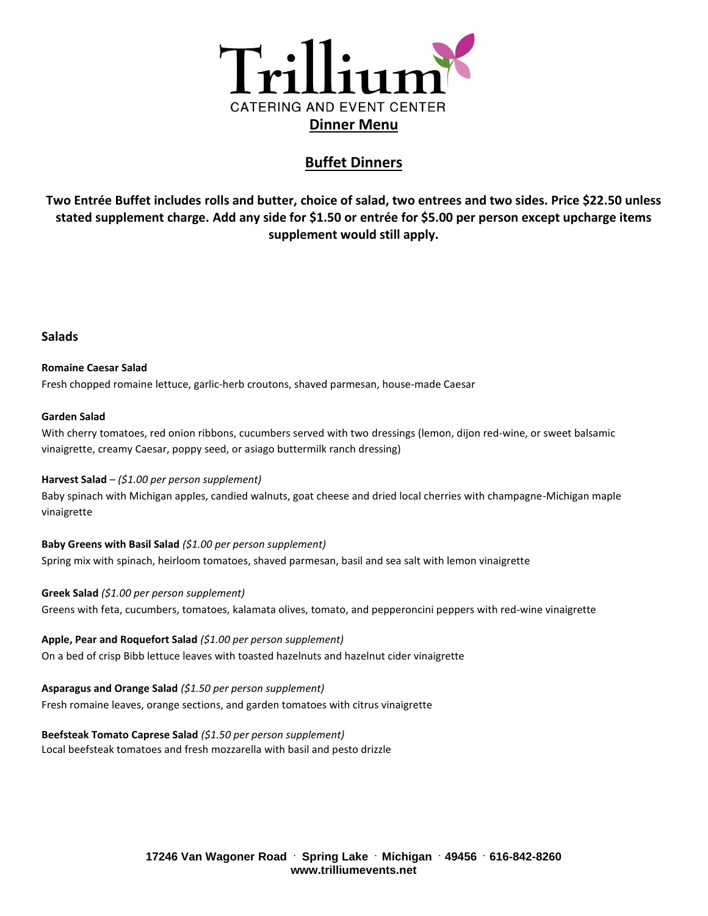# Trillium

CATERING AND EVENT CENTER

## Dinner Menu

## Buffet Dinners

**Two Entrée Buffet includes rolls and butter, choice of salad, two entrees and two sides. Price $22.50 unless stated supplement charge. Add any side for $1.50 or entrée for $5.00 per person except upcharge items supplement would still apply.**

### Salads

**Romaine Caesar Salad**
Fresh chopped romaine lettuce, garlic-herb croutons, shaved parmesan, house-made Caesar

**Garden Salad**
With cherry tomatoes, red onion ribbons, cucumbers served with two dressings (lemon, dijon red-wine, or sweet balsamic vinaigrette, creamy Caesar, poppy seed, or asiago buttermilk ranch dressing)

**Harvest Salad** – *($1.00 per person supplement)*
Baby spinach with Michigan apples, candied walnuts, goat cheese and dried local cherries with champagne-Michigan maple vinaigrette

**Baby Greens with Basil Salad** *($1.00 per person supplement)*
Spring mix with spinach, heirloom tomatoes, shaved parmesan, basil and sea salt with lemon vinaigrette

**Greek Salad** *($1.00 per person supplement)*
Greens with feta, cucumbers, tomatoes, kalamata olives, tomato, and pepperoncini peppers with red-wine vinaigrette

**Apple, Pear and Roquefort Salad** *($1.00 per person supplement)*
On a bed of crisp Bibb lettuce leaves with toasted hazelnuts and hazelnut cider vinaigrette

**Asparagus and Orange Salad** *($1.50 per person supplement)*
Fresh romaine leaves, orange sections, and garden tomatoes with citrus vinaigrette

**Beefsteak Tomato Caprese Salad** *($1.50 per person supplement)*
Local beefsteak tomatoes and fresh mozzarella with basil and pesto drizzle

17246 Van Wagoner Road · Spring Lake · Michigan · 49456 · 616-842-8260
www.trilliumevents.net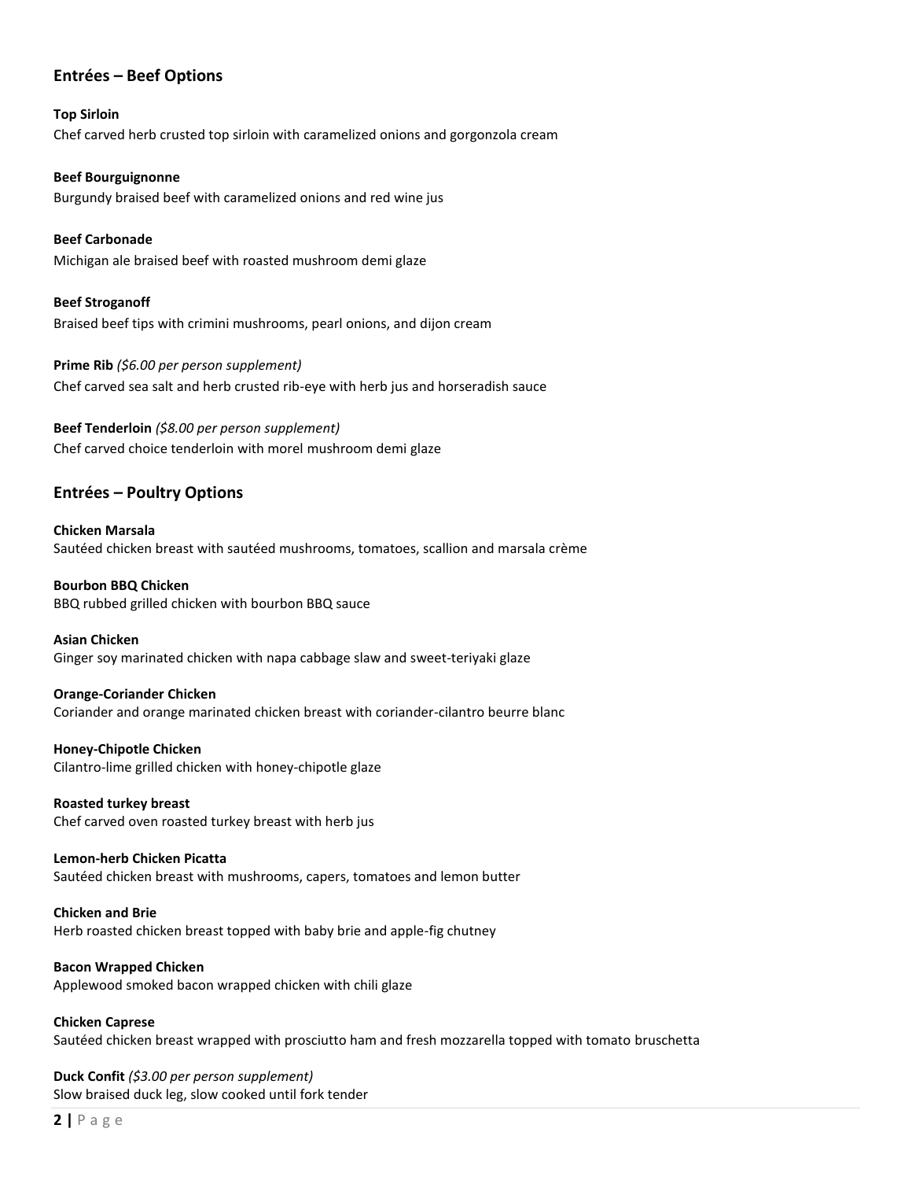## Entrées – Beef Options

**Top Sirloin**
Chef carved herb crusted top sirloin with caramelized onions and gorgonzola cream

**Beef Bourguignonne**
Burgundy braised beef with caramelized onions and red wine jus

**Beef Carbonade**
Michigan ale braised beef with roasted mushroom demi glaze

**Beef Stroganoff**
Braised beef tips with crimini mushrooms, pearl onions, and dijon cream

**Prime Rib** *($6.00 per person supplement)*
Chef carved sea salt and herb crusted rib-eye with herb jus and horseradish sauce

**Beef Tenderloin** *($8.00 per person supplement)*
Chef carved choice tenderloin with morel mushroom demi glaze

## Entrées – Poultry Options

**Chicken Marsala**
Sautéed chicken breast with sautéed mushrooms, tomatoes, scallion and marsala crème

**Bourbon BBQ Chicken**
BBQ rubbed grilled chicken with bourbon BBQ sauce

**Asian Chicken**
Ginger soy marinated chicken with napa cabbage slaw and sweet-teriyaki glaze

**Orange-Coriander Chicken**
Coriander and orange marinated chicken breast with coriander-cilantro beurre blanc

**Honey-Chipotle Chicken**
Cilantro-lime grilled chicken with honey-chipotle glaze

**Roasted turkey breast**
Chef carved oven roasted turkey breast with herb jus

**Lemon-herb Chicken Picatta**
Sautéed chicken breast with mushrooms, capers, tomatoes and lemon butter

**Chicken and Brie**
Herb roasted chicken breast topped with baby brie and apple-fig chutney

**Bacon Wrapped Chicken**
Applewood smoked bacon wrapped chicken with chili glaze

**Chicken Caprese**
Sautéed chicken breast wrapped with prosciutto ham and fresh mozzarella topped with tomato bruschetta

**Duck Confit** *($3.00 per person supplement)*
Slow braised duck leg, slow cooked until fork tender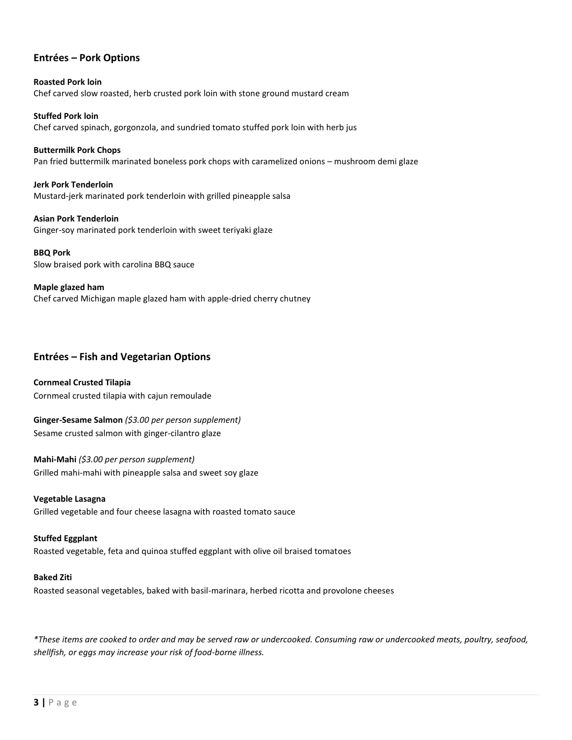## Entrées – Pork Options

**Roasted Pork loin**
Chef carved slow roasted, herb crusted pork loin with stone ground mustard cream

**Stuffed Pork loin**
Chef carved spinach, gorgonzola, and sundried tomato stuffed pork loin with herb jus

**Buttermilk Pork Chops**
Pan fried buttermilk marinated boneless pork chops with caramelized onions – mushroom demi glaze

**Jerk Pork Tenderloin**
Mustard-jerk marinated pork tenderloin with grilled pineapple salsa

**Asian Pork Tenderloin**
Ginger-soy marinated pork tenderloin with sweet teriyaki glaze

**BBQ Pork**
Slow braised pork with carolina BBQ sauce

**Maple glazed ham**
Chef carved Michigan maple glazed ham with apple-dried cherry chutney

## Entrées – Fish and Vegetarian Options

**Cornmeal Crusted Tilapia**
Cornmeal crusted tilapia with cajun remoulade

**Ginger-Sesame Salmon** *($3.00 per person supplement)*
Sesame crusted salmon with ginger-cilantro glaze

**Mahi-Mahi** *($3.00 per person supplement)*
Grilled mahi-mahi with pineapple salsa and sweet soy glaze

**Vegetable Lasagna**
Grilled vegetable and four cheese lasagna with roasted tomato sauce

**Stuffed Eggplant**
Roasted vegetable, feta and quinoa stuffed eggplant with olive oil braised tomatoes

**Baked Ziti**
Roasted seasonal vegetables, baked with basil-marinara, herbed ricotta and provolone cheeses

*\*These items are cooked to order and may be served raw or undercooked. Consuming raw or undercooked meats, poultry, seafood, shellfish, or eggs may increase your risk of food-borne illness.*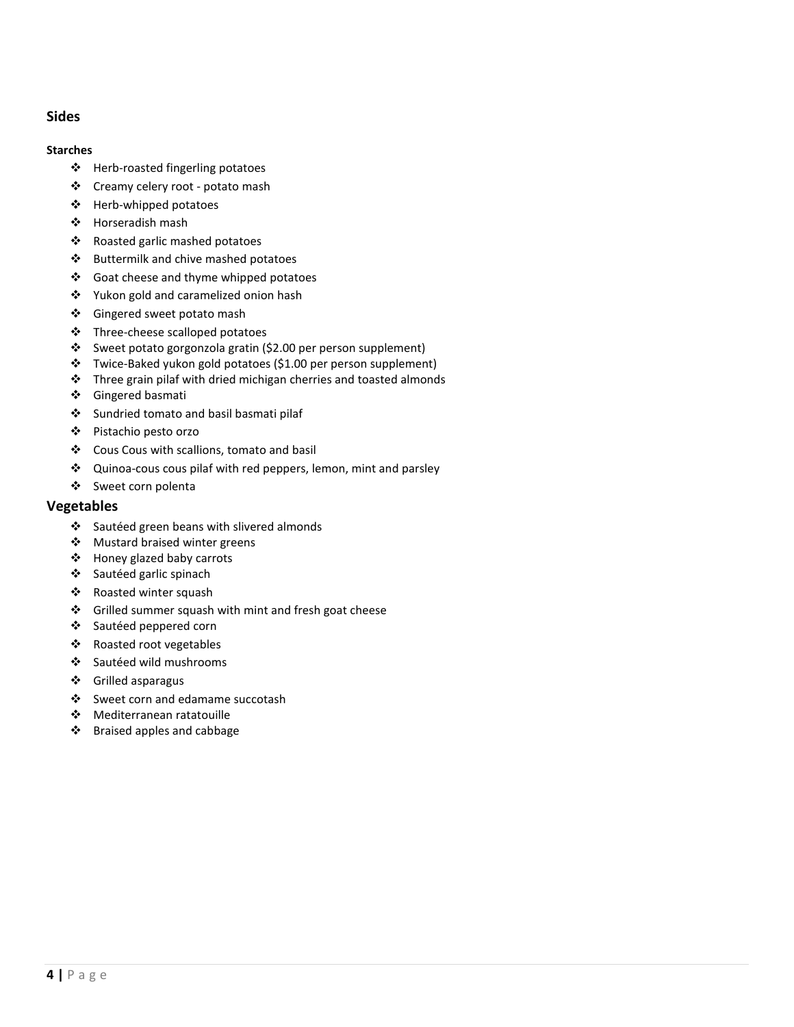## Sides

#### Starches

- Herb-roasted fingerling potatoes
- Creamy celery root - potato mash
- Herb-whipped potatoes
- Horseradish mash
- Roasted garlic mashed potatoes
- Buttermilk and chive mashed potatoes
- Goat cheese and thyme whipped potatoes
- Yukon gold and caramelized onion hash
- Gingered sweet potato mash
- Three-cheese scalloped potatoes
- Sweet potato gorgonzola gratin ($2.00 per person supplement)
- Twice-Baked yukon gold potatoes ($1.00 per person supplement)
- Three grain pilaf with dried michigan cherries and toasted almonds
- Gingered basmati
- Sundried tomato and basil basmati pilaf
- Pistachio pesto orzo
- Cous Cous with scallions, tomato and basil
- Quinoa-cous cous pilaf with red peppers, lemon, mint and parsley
- Sweet corn polenta

## Vegetables

- Sautéed green beans with slivered almonds
- Mustard braised winter greens
- Honey glazed baby carrots
- Sautéed garlic spinach
- Roasted winter squash
- Grilled summer squash with mint and fresh goat cheese
- Sautéed peppered corn
- Roasted root vegetables
- Sautéed wild mushrooms
- Grilled asparagus
- Sweet corn and edamame succotash
- Mediterranean ratatouille
- Braised apples and cabbage